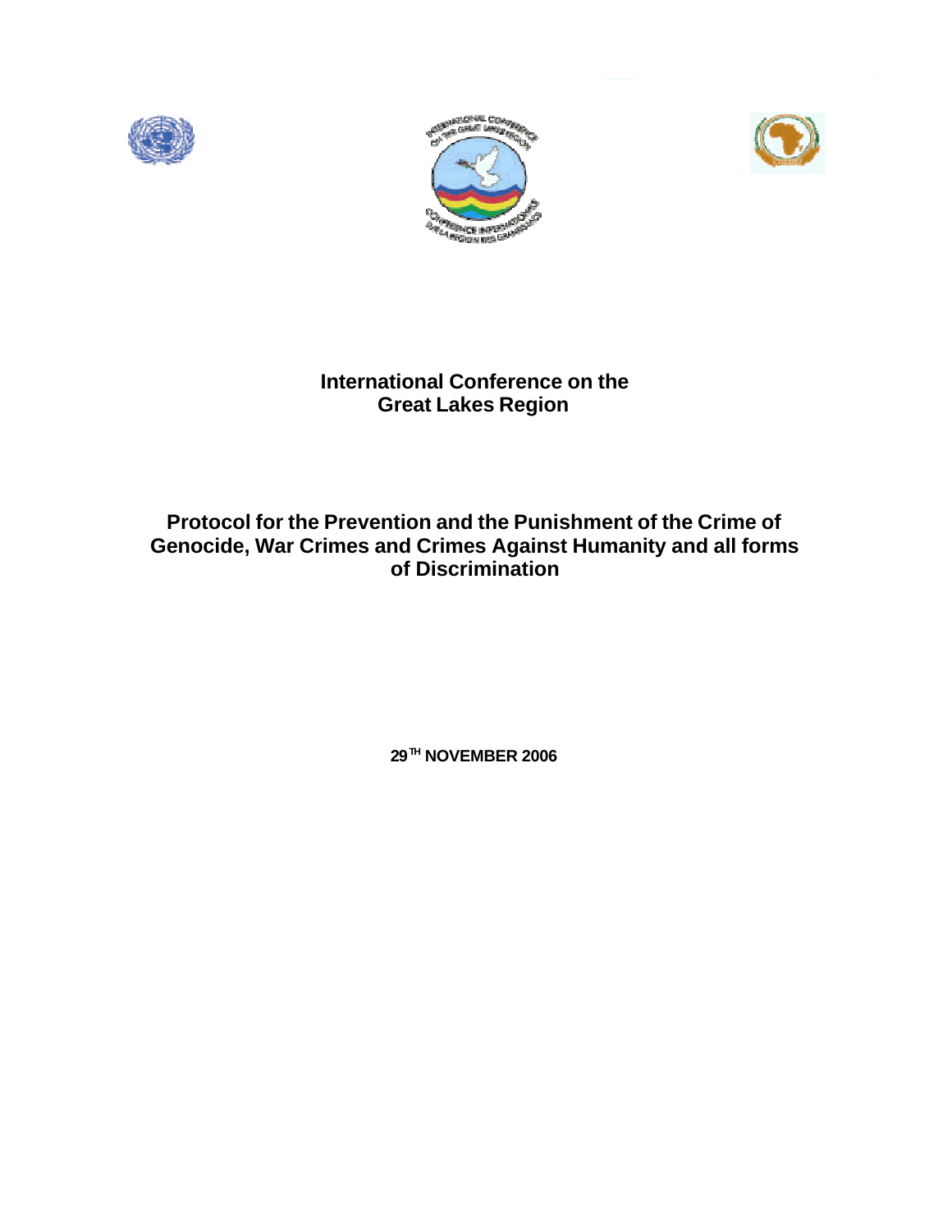# International Conference on the Great Lakes Region

## Protocol for the Prevention and the Punishment of the Crime of Genocide, War Crimes and Crimes Against Humanity and all forms of Discrimination

**29TH NOVEMBER 2006**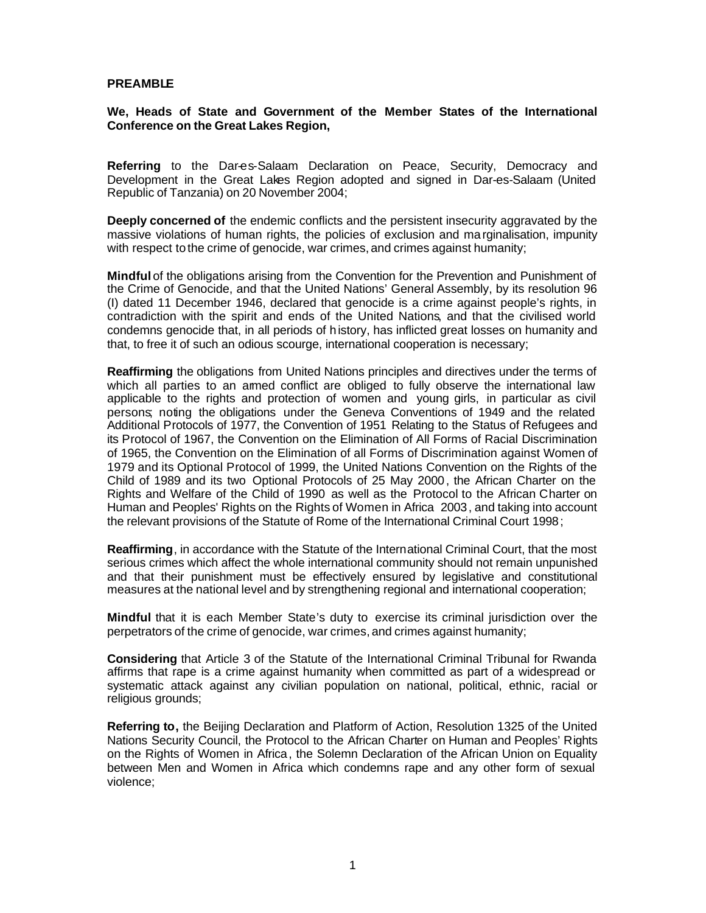**PREAMBLE**

**We, Heads of State and Government of the Member States of the International Conference on the Great Lakes Region,**

**Referring** to the Dar-es-Salaam Declaration on Peace, Security, Democracy and Development in the Great Lakes Region adopted and signed in Dar-es-Salaam (United Republic of Tanzania) on 20 November 2004;

**Deeply concerned of** the endemic conflicts and the persistent insecurity aggravated by the massive violations of human rights, the policies of exclusion and marginalisation, impunity with respect to the crime of genocide, war crimes, and crimes against humanity;

**Mindful** of the obligations arising from the Convention for the Prevention and Punishment of the Crime of Genocide, and that the United Nations' General Assembly, by its resolution 96 (I) dated 11 December 1946, declared that genocide is a crime against people's rights, in contradiction with the spirit and ends of the United Nations, and that the civilised world condemns genocide that, in all periods of history, has inflicted great losses on humanity and that, to free it of such an odious scourge, international cooperation is necessary;

**Reaffirming** the obligations from United Nations principles and directives under the terms of which all parties to an armed conflict are obliged to fully observe the international law applicable to the rights and protection of women and young girls, in particular as civil persons; noting the obligations under the Geneva Conventions of 1949 and the related Additional Protocols of 1977, the Convention of 1951 Relating to the Status of Refugees and its Protocol of 1967, the Convention on the Elimination of All Forms of Racial Discrimination of 1965, the Convention on the Elimination of all Forms of Discrimination against Women of 1979 and its Optional Protocol of 1999, the United Nations Convention on the Rights of the Child of 1989 and its two Optional Protocols of 25 May 2000, the African Charter on the Rights and Welfare of the Child of 1990 as well as the Protocol to the African Charter on Human and Peoples' Rights on the Rights of Women in Africa 2003, and taking into account the relevant provisions of the Statute of Rome of the International Criminal Court 1998;

**Reaffirming**, in accordance with the Statute of the International Criminal Court, that the most serious crimes which affect the whole international community should not remain unpunished and that their punishment must be effectively ensured by legislative and constitutional measures at the national level and by strengthening regional and international cooperation;

**Mindful** that it is each Member State's duty to exercise its criminal jurisdiction over the perpetrators of the crime of genocide, war crimes, and crimes against humanity;

**Considering** that Article 3 of the Statute of the International Criminal Tribunal for Rwanda affirms that rape is a crime against humanity when committed as part of a widespread or systematic attack against any civilian population on national, political, ethnic, racial or religious grounds;

**Referring to,** the Beijing Declaration and Platform of Action, Resolution 1325 of the United Nations Security Council, the Protocol to the African Charter on Human and Peoples' Rights on the Rights of Women in Africa, the Solemn Declaration of the African Union on Equality between Men and Women in Africa which condemns rape and any other form of sexual violence;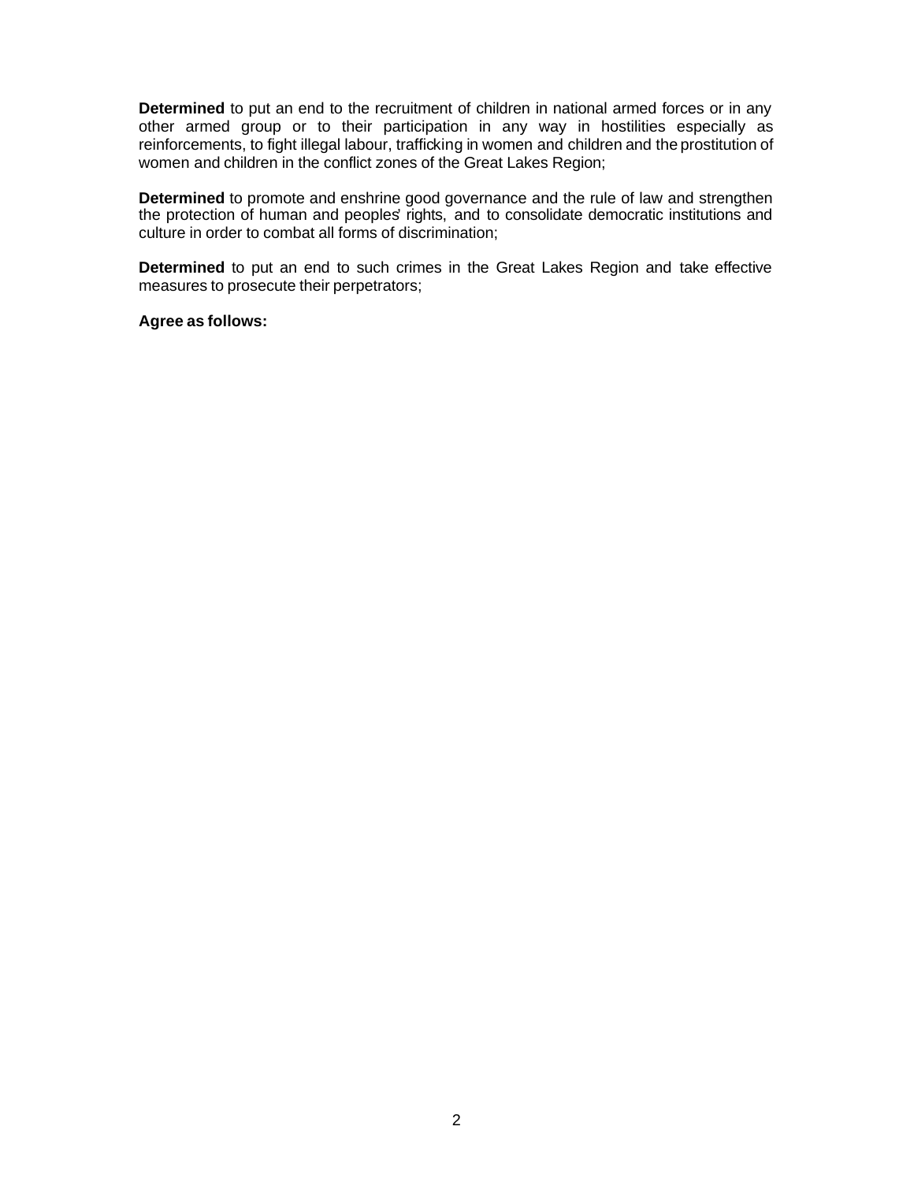**Determined** to put an end to the recruitment of children in national armed forces or in any other armed group or to their participation in any way in hostilities especially as reinforcements, to fight illegal labour, trafficking in women and children and the prostitution of women and children in the conflict zones of the Great Lakes Region;

**Determined** to promote and enshrine good governance and the rule of law and strengthen the protection of human and peoples' rights, and to consolidate democratic institutions and culture in order to combat all forms of discrimination;

**Determined** to put an end to such crimes in the Great Lakes Region and take effective measures to prosecute their perpetrators;

**Agree as follows:**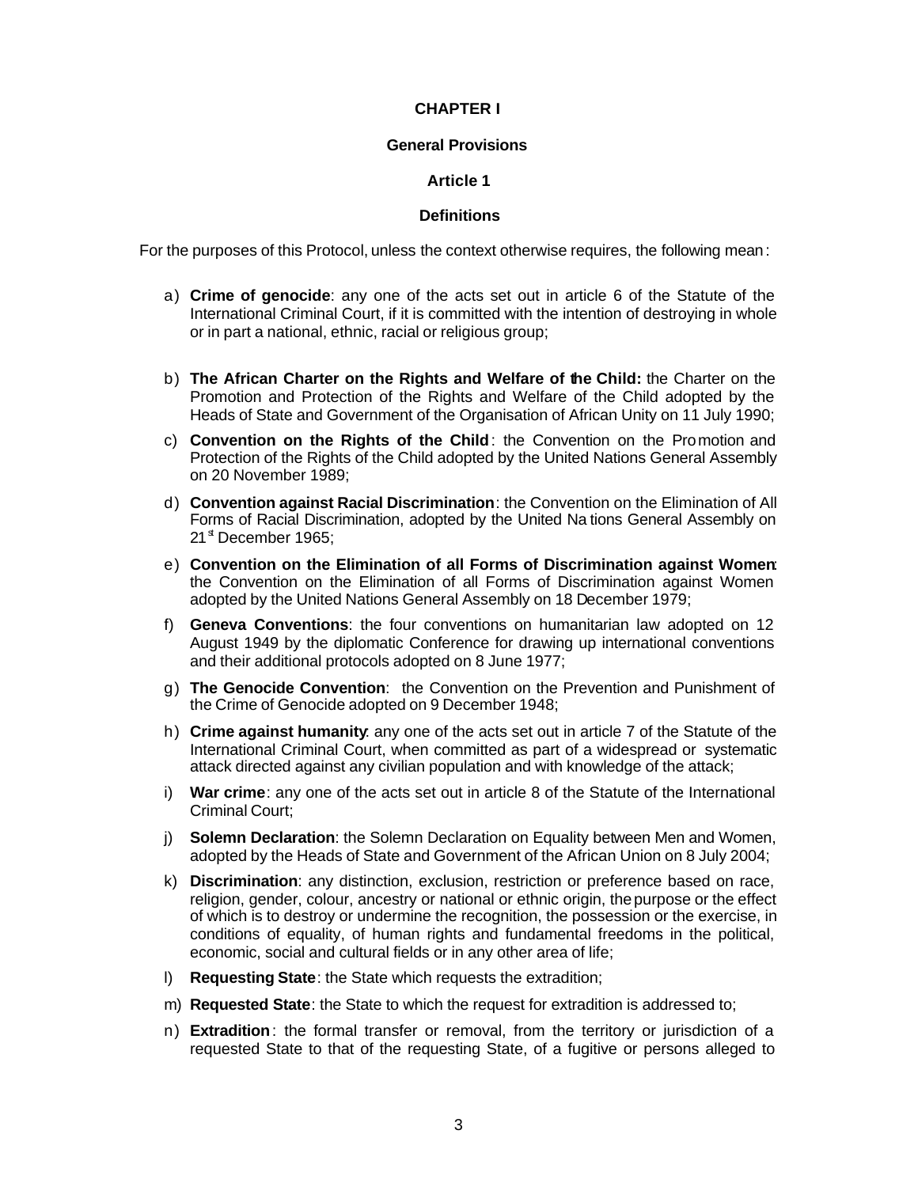**CHAPTER I**

**General Provisions**

**Article 1**

**Definitions**

For the purposes of this Protocol, unless the context otherwise requires, the following mean:

a) **Crime of genocide**: any one of the acts set out in article 6 of the Statute of the International Criminal Court, if it is committed with the intention of destroying in whole or in part a national, ethnic, racial or religious group;

b) **The African Charter on the Rights and Welfare of the Child:** the Charter on the Promotion and Protection of the Rights and Welfare of the Child adopted by the Heads of State and Government of the Organisation of African Unity on 11 July 1990;

c) **Convention on the Rights of the Child**: the Convention on the Promotion and Protection of the Rights of the Child adopted by the United Nations General Assembly on 20 November 1989;

d) **Convention against Racial Discrimination**: the Convention on the Elimination of All Forms of Racial Discrimination, adopted by the United Nations General Assembly on 21st December 1965;

e) **Convention on the Elimination of all Forms of Discrimination against Women**: the Convention on the Elimination of all Forms of Discrimination against Women adopted by the United Nations General Assembly on 18 December 1979;

f) **Geneva Conventions**: the four conventions on humanitarian law adopted on 12 August 1949 by the diplomatic Conference for drawing up international conventions and their additional protocols adopted on 8 June 1977;

g) **The Genocide Convention**: the Convention on the Prevention and Punishment of the Crime of Genocide adopted on 9 December 1948;

h) **Crime against humanity**: any one of the acts set out in article 7 of the Statute of the International Criminal Court, when committed as part of a widespread or systematic attack directed against any civilian population and with knowledge of the attack;

i) **War crime**: any one of the acts set out in article 8 of the Statute of the International Criminal Court;

j) **Solemn Declaration**: the Solemn Declaration on Equality between Men and Women, adopted by the Heads of State and Government of the African Union on 8 July 2004;

k) **Discrimination**: any distinction, exclusion, restriction or preference based on race, religion, gender, colour, ancestry or national or ethnic origin, the purpose or the effect of which is to destroy or undermine the recognition, the possession or the exercise, in conditions of equality, of human rights and fundamental freedoms in the political, economic, social and cultural fields or in any other area of life;

l) **Requesting State**: the State which requests the extradition;

m) **Requested State**: the State to which the request for extradition is addressed to;

n) **Extradition**: the formal transfer or removal, from the territory or jurisdiction of a requested State to that of the requesting State, of a fugitive or persons alleged to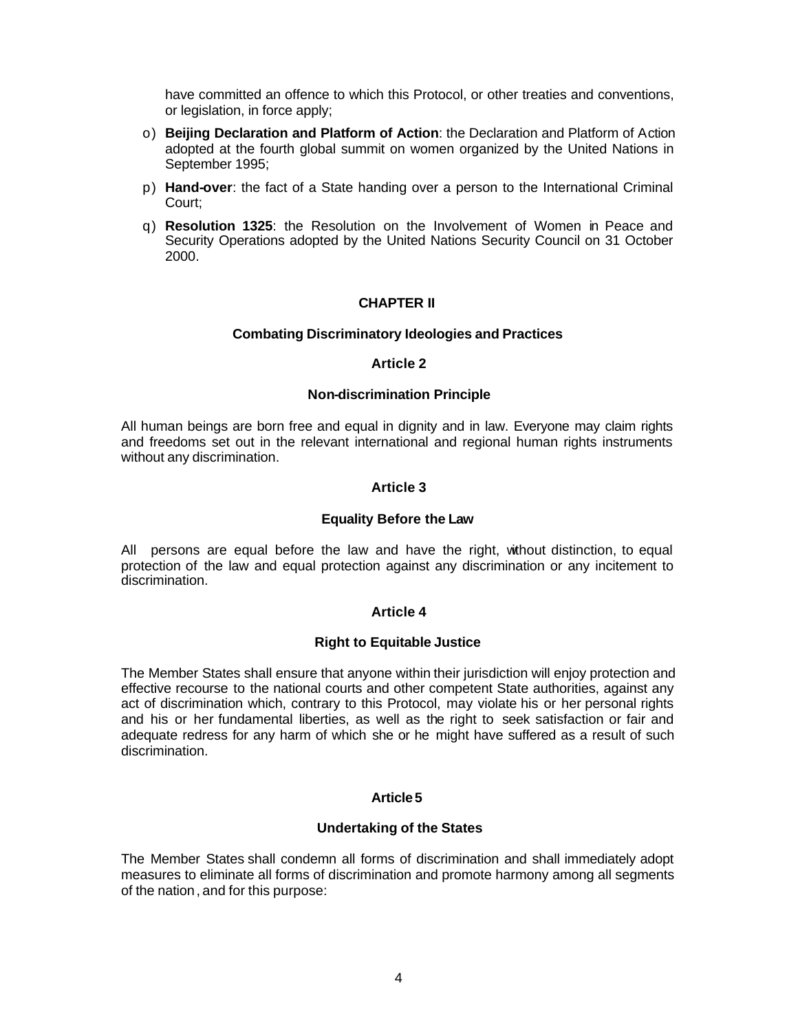have committed an offence to which this Protocol, or other treaties and conventions, or legislation, in force apply;

o) **Beijing Declaration and Platform of Action**: the Declaration and Platform of Action adopted at the fourth global summit on women organized by the United Nations in September 1995;

p) **Hand-over**: the fact of a State handing over a person to the International Criminal Court;

q) **Resolution 1325**: the Resolution on the Involvement of Women in Peace and Security Operations adopted by the United Nations Security Council on 31 October 2000.

## CHAPTER II

## Combating Discriminatory Ideologies and Practices

### Article 2

### Non-discrimination Principle

All human beings are born free and equal in dignity and in law. Everyone may claim rights and freedoms set out in the relevant international and regional human rights instruments without any discrimination.

### Article 3

### Equality Before the Law

All persons are equal before the law and have the right, without distinction, to equal protection of the law and equal protection against any discrimination or any incitement to discrimination.

### Article 4

### Right to Equitable Justice

The Member States shall ensure that anyone within their jurisdiction will enjoy protection and effective recourse to the national courts and other competent State authorities, against any act of discrimination which, contrary to this Protocol, may violate his or her personal rights and his or her fundamental liberties, as well as the right to seek satisfaction or fair and adequate redress for any harm of which she or he might have suffered as a result of such discrimination.

### Article 5

### Undertaking of the States

The Member States shall condemn all forms of discrimination and shall immediately adopt measures to eliminate all forms of discrimination and promote harmony among all segments of the nation, and for this purpose: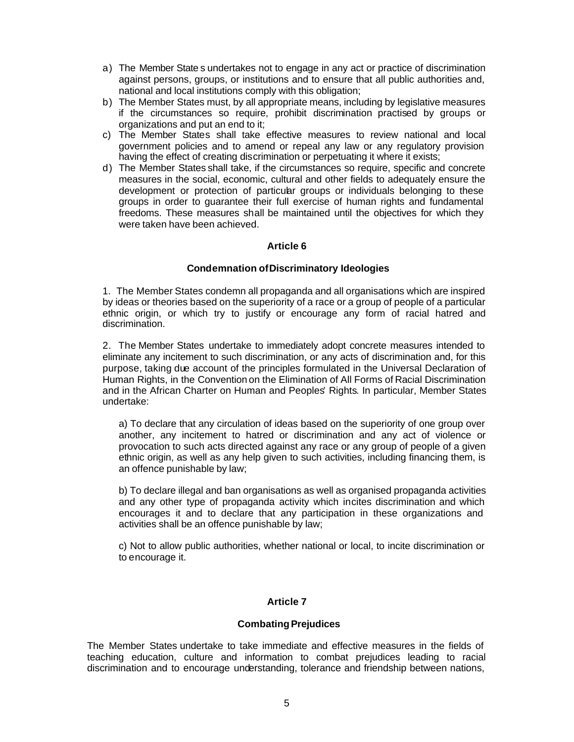a) The Member State s undertakes not to engage in any act or practice of discrimination against persons, groups, or institutions and to ensure that all public authorities and, national and local institutions comply with this obligation;

b) The Member States must, by all appropriate means, including by legislative measures if the circumstances so require, prohibit discrimination practised by groups or organizations and put an end to it;

c) The Member States shall take effective measures to review national and local government policies and to amend or repeal any law or any regulatory provision having the effect of creating discrimination or perpetuating it where it exists;

d) The Member States shall take, if the circumstances so require, specific and concrete measures in the social, economic, cultural and other fields to adequately ensure the development or protection of particular groups or individuals belonging to these groups in order to guarantee their full exercise of human rights and fundamental freedoms. These measures shall be maintained until the objectives for which they were taken have been achieved.

## Article 6

### Condemnation of Discriminatory Ideologies

1. The Member States condemn all propaganda and all organisations which are inspired by ideas or theories based on the superiority of a race or a group of people of a particular ethnic origin, or which try to justify or encourage any form of racial hatred and discrimination.

2. The Member States undertake to immediately adopt concrete measures intended to eliminate any incitement to such discrimination, or any acts of discrimination and, for this purpose, taking due account of the principles formulated in the Universal Declaration of Human Rights, in the Convention on the Elimination of All Forms of Racial Discrimination and in the African Charter on Human and Peoples' Rights. In particular, Member States undertake:

a) To declare that any circulation of ideas based on the superiority of one group over another, any incitement to hatred or discrimination and any act of violence or provocation to such acts directed against any race or any group of people of a given ethnic origin, as well as any help given to such activities, including financing them, is an offence punishable by law;

b) To declare illegal and ban organisations as well as organised propaganda activities and any other type of propaganda activity which incites discrimination and which encourages it and to declare that any participation in these organizations and activities shall be an offence punishable by law;

c) Not to allow public authorities, whether national or local, to incite discrimination or to encourage it.

## Article 7

### Combating Prejudices

The Member States undertake to take immediate and effective measures in the fields of teaching education, culture and information to combat prejudices leading to racial discrimination and to encourage understanding, tolerance and friendship between nations,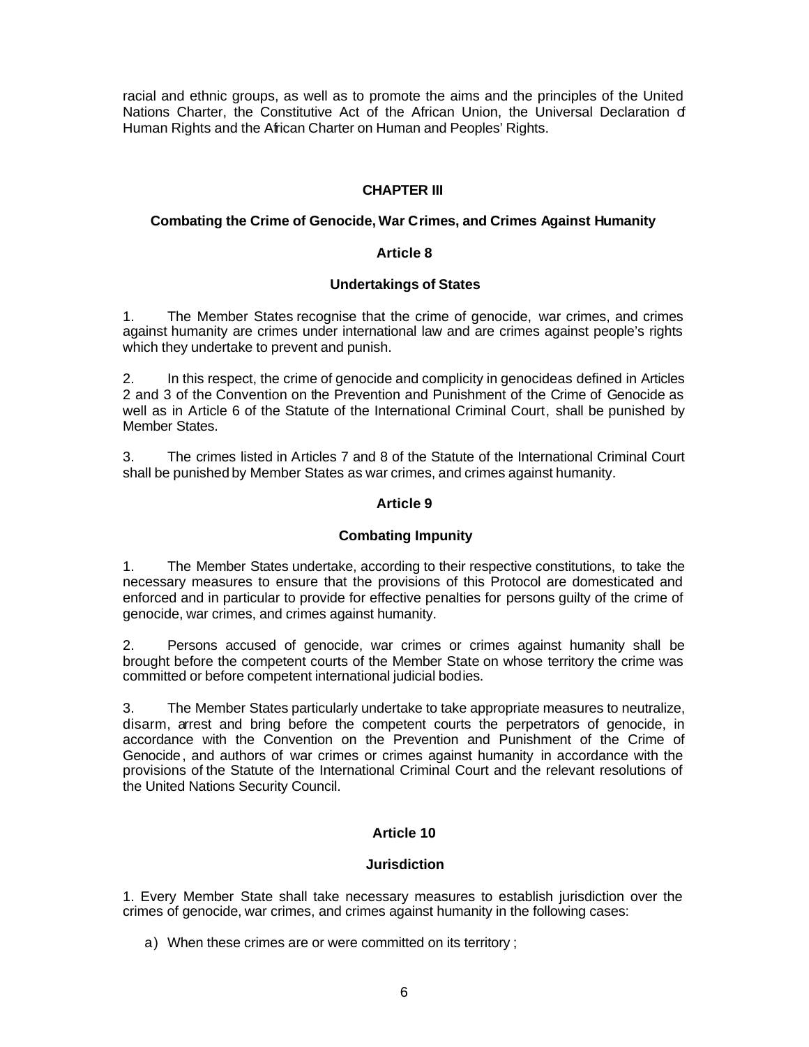racial and ethnic groups, as well as to promote the aims and the principles of the United Nations Charter, the Constitutive Act of the African Union, the Universal Declaration of Human Rights and the African Charter on Human and Peoples' Rights.

## CHAPTER III

## Combating the Crime of Genocide, War Crimes, and Crimes Against Humanity

### Article 8

### Undertakings of States

1. The Member States recognise that the crime of genocide, war crimes, and crimes against humanity are crimes under international law and are crimes against people's rights which they undertake to prevent and punish.

2. In this respect, the crime of genocide and complicity in genocideas defined in Articles 2 and 3 of the Convention on the Prevention and Punishment of the Crime of Genocide as well as in Article 6 of the Statute of the International Criminal Court, shall be punished by Member States.

3. The crimes listed in Articles 7 and 8 of the Statute of the International Criminal Court shall be punished by Member States as war crimes, and crimes against humanity.

### Article 9

### Combating Impunity

1. The Member States undertake, according to their respective constitutions, to take the necessary measures to ensure that the provisions of this Protocol are domesticated and enforced and in particular to provide for effective penalties for persons guilty of the crime of genocide, war crimes, and crimes against humanity.

2. Persons accused of genocide, war crimes or crimes against humanity shall be brought before the competent courts of the Member State on whose territory the crime was committed or before competent international judicial bodies.

3. The Member States particularly undertake to take appropriate measures to neutralize, disarm, arrest and bring before the competent courts the perpetrators of genocide, in accordance with the Convention on the Prevention and Punishment of the Crime of Genocide, and authors of war crimes or crimes against humanity in accordance with the provisions of the Statute of the International Criminal Court and the relevant resolutions of the United Nations Security Council.

### Article 10

### Jurisdiction

1. Every Member State shall take necessary measures to establish jurisdiction over the crimes of genocide, war crimes, and crimes against humanity in the following cases:

a) When these crimes are or were committed on its territory ;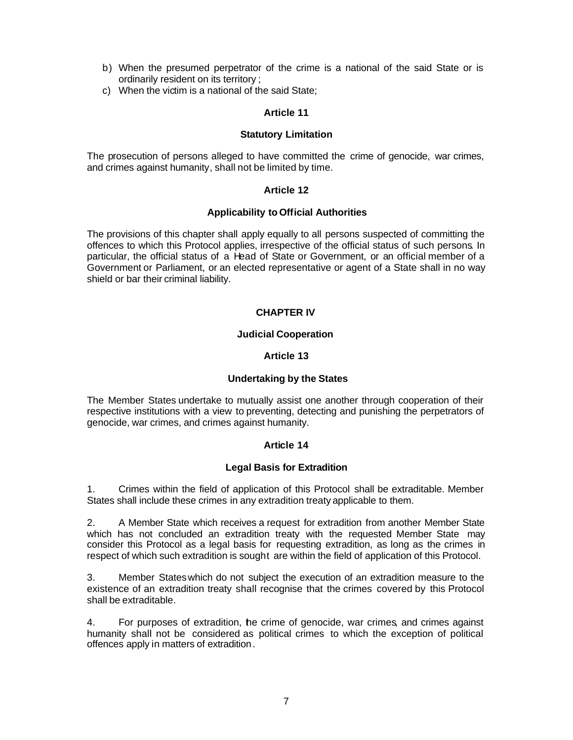b) When the presumed perpetrator of the crime is a national of the said State or is ordinarily resident on its territory ;
c) When the victim is a national of the said State;

**Article 11**

**Statutory Limitation**

The prosecution of persons alleged to have committed the crime of genocide, war crimes, and crimes against humanity, shall not be limited by time.

**Article 12**

**Applicability to Official Authorities**

The provisions of this chapter shall apply equally to all persons suspected of committing the offences to which this Protocol applies, irrespective of the official status of such persons. In particular, the official status of a Head of State or Government, or an official member of a Government or Parliament, or an elected representative or agent of a State shall in no way shield or bar their criminal liability.

## CHAPTER IV

## Judicial Cooperation

**Article 13**

**Undertaking by the States**

The Member States undertake to mutually assist one another through cooperation of their respective institutions with a view to preventing, detecting and punishing the perpetrators of genocide, war crimes, and crimes against humanity.

**Article 14**

**Legal Basis for Extradition**

1. Crimes within the field of application of this Protocol shall be extraditable. Member States shall include these crimes in any extradition treaty applicable to them.

2. A Member State which receives a request for extradition from another Member State which has not concluded an extradition treaty with the requested Member State may consider this Protocol as a legal basis for requesting extradition, as long as the crimes in respect of which such extradition is sought are within the field of application of this Protocol.

3. Member States which do not subject the execution of an extradition measure to the existence of an extradition treaty shall recognise that the crimes covered by this Protocol shall be extraditable.

4. For purposes of extradition, the crime of genocide, war crimes, and crimes against humanity shall not be considered as political crimes to which the exception of political offences apply in matters of extradition.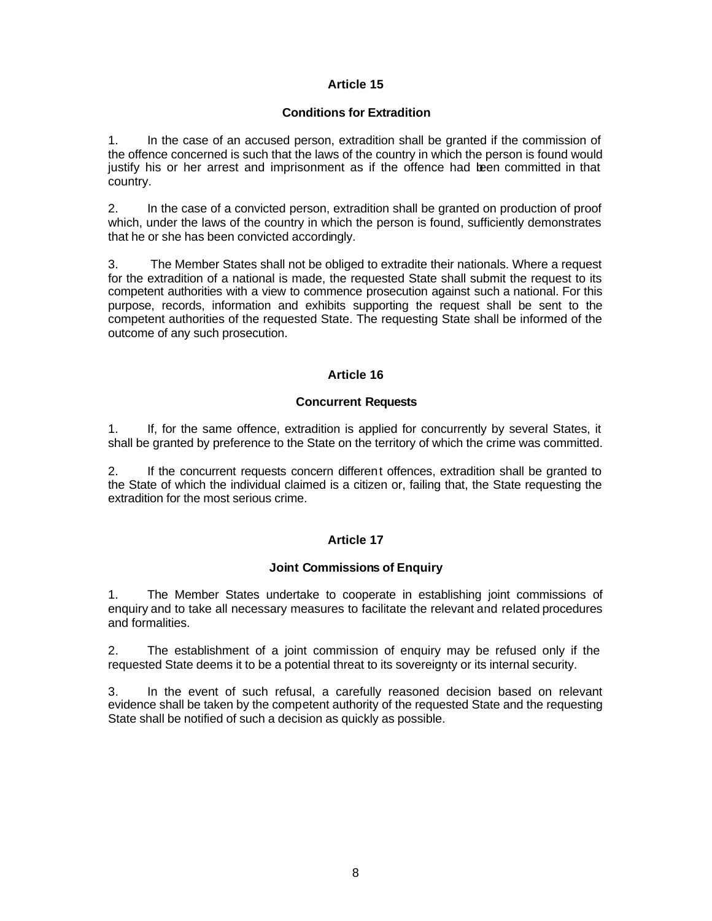## Article 15

### Conditions for Extradition

1. In the case of an accused person, extradition shall be granted if the commission of the offence concerned is such that the laws of the country in which the person is found would justify his or her arrest and imprisonment as if the offence had been committed in that country.

2. In the case of a convicted person, extradition shall be granted on production of proof which, under the laws of the country in which the person is found, sufficiently demonstrates that he or she has been convicted accordingly.

3. The Member States shall not be obliged to extradite their nationals. Where a request for the extradition of a national is made, the requested State shall submit the request to its competent authorities with a view to commence prosecution against such a national. For this purpose, records, information and exhibits supporting the request shall be sent to the competent authorities of the requested State. The requesting State shall be informed of the outcome of any such prosecution.

## Article 16

### Concurrent Requests

1. If, for the same offence, extradition is applied for concurrently by several States, it shall be granted by preference to the State on the territory of which the crime was committed.

2. If the concurrent requests concern different offences, extradition shall be granted to the State of which the individual claimed is a citizen or, failing that, the State requesting the extradition for the most serious crime.

## Article 17

### Joint Commissions of Enquiry

1. The Member States undertake to cooperate in establishing joint commissions of enquiry and to take all necessary measures to facilitate the relevant and related procedures and formalities.

2. The establishment of a joint commission of enquiry may be refused only if the requested State deems it to be a potential threat to its sovereignty or its internal security.

3. In the event of such refusal, a carefully reasoned decision based on relevant evidence shall be taken by the competent authority of the requested State and the requesting State shall be notified of such a decision as quickly as possible.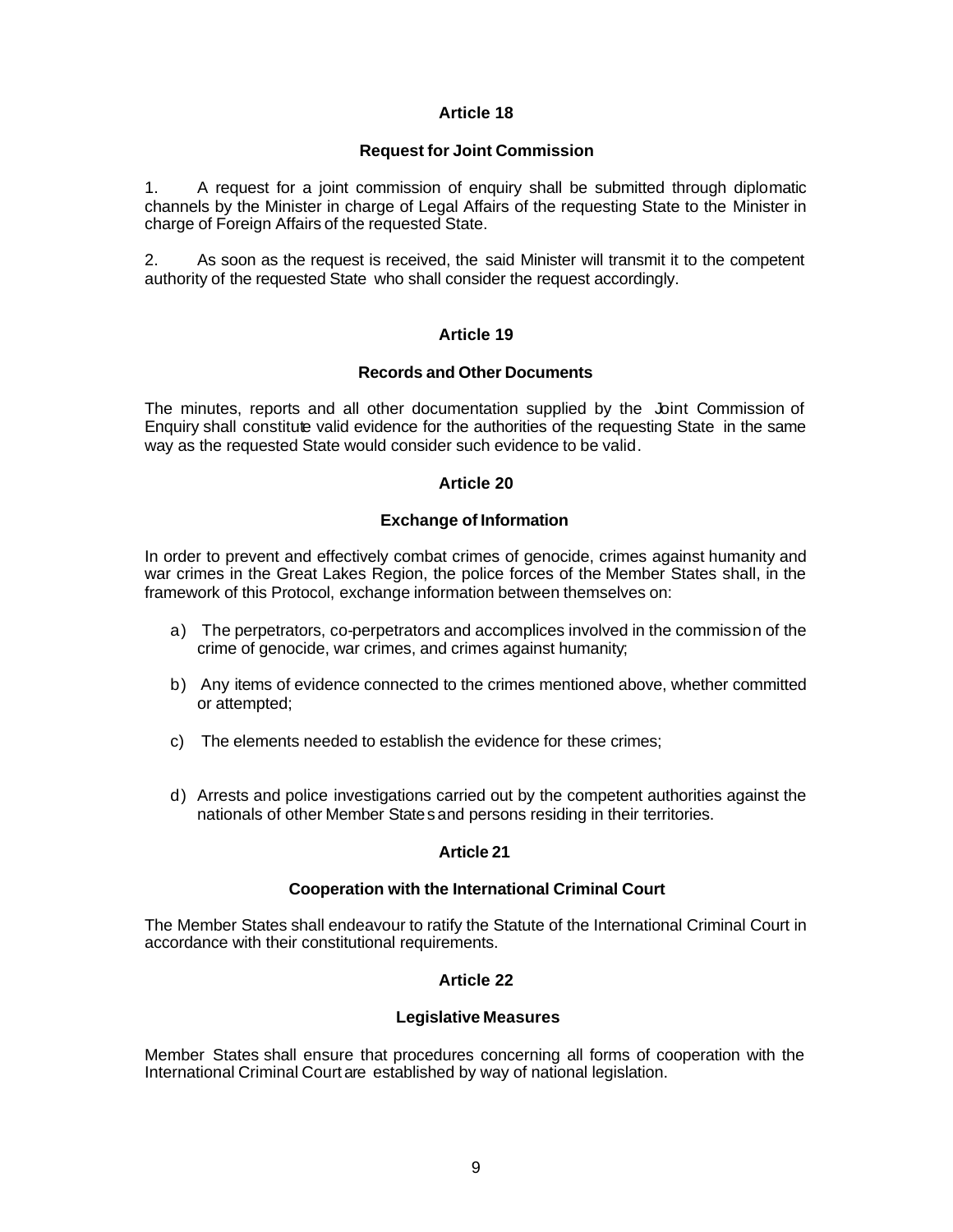## Article 18

### Request for Joint Commission

1. A request for a joint commission of enquiry shall be submitted through diplomatic channels by the Minister in charge of Legal Affairs of the requesting State to the Minister in charge of Foreign Affairs of the requested State.

2. As soon as the request is received, the said Minister will transmit it to the competent authority of the requested State who shall consider the request accordingly.

## Article 19

### Records and Other Documents

The minutes, reports and all other documentation supplied by the Joint Commission of Enquiry shall constitute valid evidence for the authorities of the requesting State in the same way as the requested State would consider such evidence to be valid.

## Article 20

### Exchange of Information

In order to prevent and effectively combat crimes of genocide, crimes against humanity and war crimes in the Great Lakes Region, the police forces of the Member States shall, in the framework of this Protocol, exchange information between themselves on:

a) The perpetrators, co-perpetrators and accomplices involved in the commission of the crime of genocide, war crimes, and crimes against humanity;

b) Any items of evidence connected to the crimes mentioned above, whether committed or attempted;

c) The elements needed to establish the evidence for these crimes;

d) Arrests and police investigations carried out by the competent authorities against the nationals of other Member States and persons residing in their territories.

## Article 21

### Cooperation with the International Criminal Court

The Member States shall endeavour to ratify the Statute of the International Criminal Court in accordance with their constitutional requirements.

## Article 22

### Legislative Measures

Member States shall ensure that procedures concerning all forms of cooperation with the International Criminal Court are established by way of national legislation.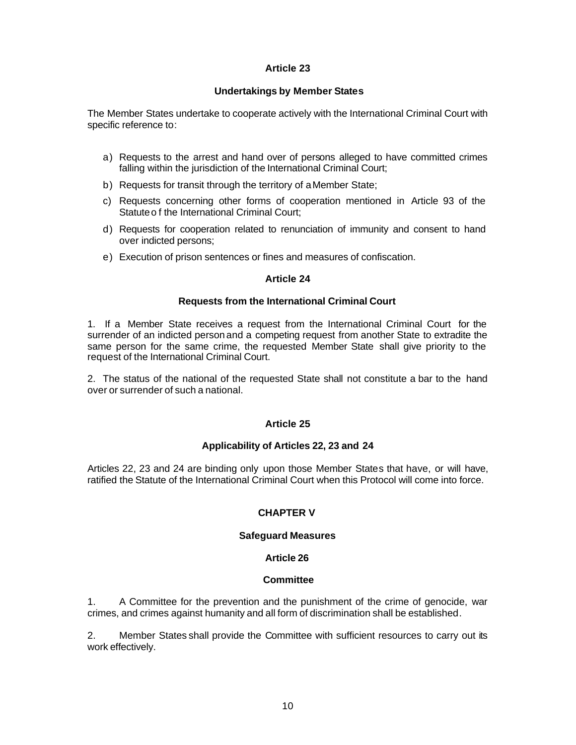### Article 23

#### Undertakings by Member States

The Member States undertake to cooperate actively with the International Criminal Court with specific reference to:

a) Requests to the arrest and hand over of persons alleged to have committed crimes falling within the jurisdiction of the International Criminal Court;

b) Requests for transit through the territory of a Member State;

c) Requests concerning other forms of cooperation mentioned in Article 93 of the Statute o f the International Criminal Court;

d) Requests for cooperation related to renunciation of immunity and consent to hand over indicted persons;

e) Execution of prison sentences or fines and measures of confiscation.

### Article 24

#### Requests from the International Criminal Court

1. If a Member State receives a request from the International Criminal Court for the surrender of an indicted person and a competing request from another State to extradite the same person for the same crime, the requested Member State shall give priority to the request of the International Criminal Court.

2. The status of the national of the requested State shall not constitute a bar to the hand over or surrender of such a national.

### Article 25

#### Applicability of Articles 22, 23 and 24

Articles 22, 23 and 24 are binding only upon those Member States that have, or will have, ratified the Statute of the International Criminal Court when this Protocol will come into force.

## CHAPTER V

### Safeguard Measures

### Article 26

#### Committee

1. A Committee for the prevention and the punishment of the crime of genocide, war crimes, and crimes against humanity and all form of discrimination shall be established.

2. Member States shall provide the Committee with sufficient resources to carry out its work effectively.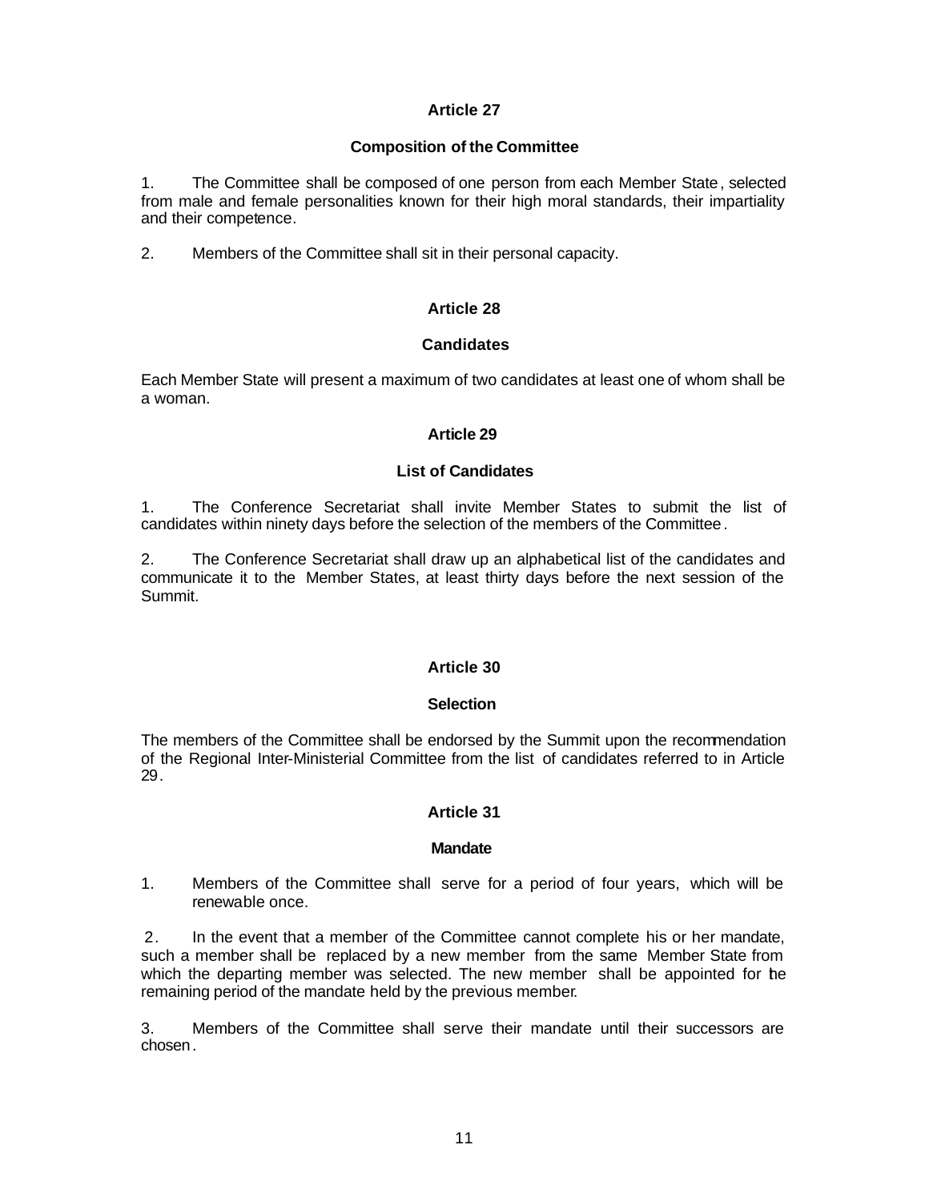## Article 27

### Composition of the Committee

1. The Committee shall be composed of one person from each Member State, selected from male and female personalities known for their high moral standards, their impartiality and their competence.

2. Members of the Committee shall sit in their personal capacity.

## Article 28

### Candidates

Each Member State will present a maximum of two candidates at least one of whom shall be a woman.

## Article 29

### List of Candidates

1. The Conference Secretariat shall invite Member States to submit the list of candidates within ninety days before the selection of the members of the Committee.

2. The Conference Secretariat shall draw up an alphabetical list of the candidates and communicate it to the Member States, at least thirty days before the next session of the Summit.

## Article 30

### Selection

The members of the Committee shall be endorsed by the Summit upon the recommendation of the Regional Inter-Ministerial Committee from the list of candidates referred to in Article 29.

## Article 31

### Mandate

1. Members of the Committee shall serve for a period of four years, which will be renewable once.

2. In the event that a member of the Committee cannot complete his or her mandate, such a member shall be replaced by a new member from the same Member State from which the departing member was selected. The new member shall be appointed for the remaining period of the mandate held by the previous member.

3. Members of the Committee shall serve their mandate until their successors are chosen.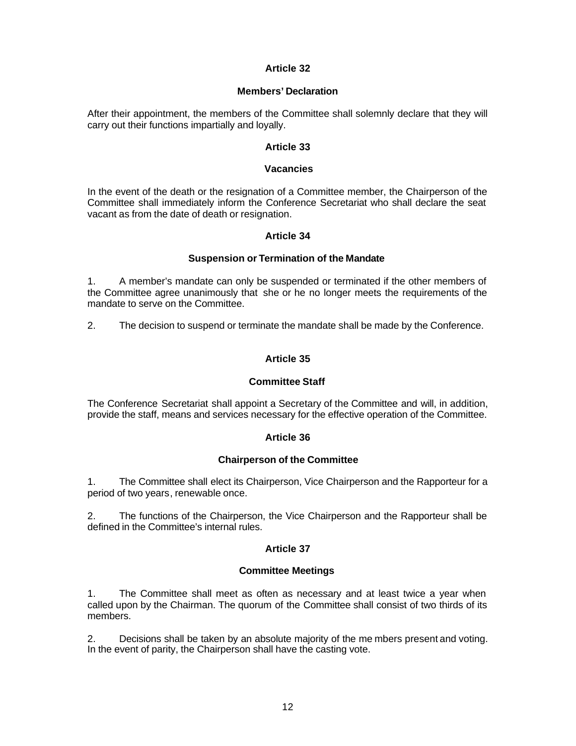### Article 32

#### Members' Declaration

After their appointment, the members of the Committee shall solemnly declare that they will carry out their functions impartially and loyally.

### Article 33

#### Vacancies

In the event of the death or the resignation of a Committee member, the Chairperson of the Committee shall immediately inform the Conference Secretariat who shall declare the seat vacant as from the date of death or resignation.

### Article 34

#### Suspension or Termination of the Mandate

1. A member's mandate can only be suspended or terminated if the other members of the Committee agree unanimously that she or he no longer meets the requirements of the mandate to serve on the Committee.

2. The decision to suspend or terminate the mandate shall be made by the Conference.

### Article 35

#### Committee Staff

The Conference Secretariat shall appoint a Secretary of the Committee and will, in addition, provide the staff, means and services necessary for the effective operation of the Committee.

### Article 36

#### Chairperson of the Committee

1. The Committee shall elect its Chairperson, Vice Chairperson and the Rapporteur for a period of two years, renewable once.

2. The functions of the Chairperson, the Vice Chairperson and the Rapporteur shall be defined in the Committee's internal rules.

### Article 37

#### Committee Meetings

1. The Committee shall meet as often as necessary and at least twice a year when called upon by the Chairman. The quorum of the Committee shall consist of two thirds of its members.

2. Decisions shall be taken by an absolute majority of the me mbers present and voting. In the event of parity, the Chairperson shall have the casting vote.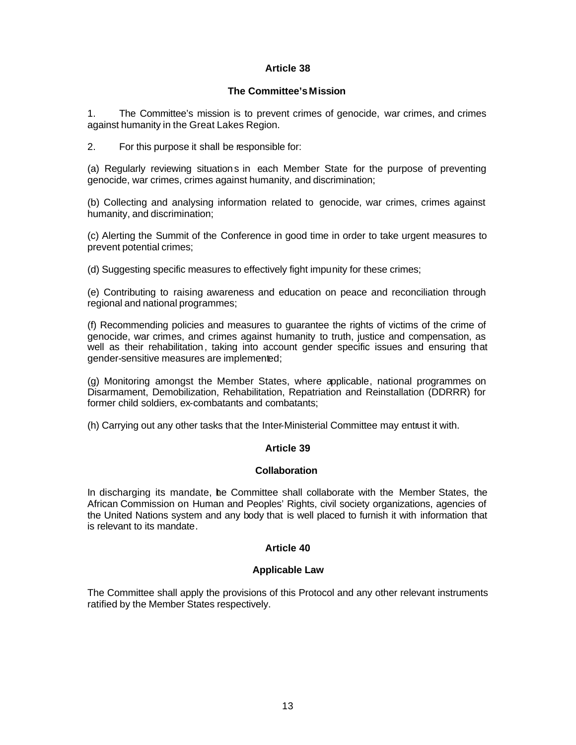## Article 38

### The Committee's Mission

1. The Committee's mission is to prevent crimes of genocide, war crimes, and crimes against humanity in the Great Lakes Region.

2. For this purpose it shall be responsible for:

(a) Regularly reviewing situations in each Member State for the purpose of preventing genocide, war crimes, crimes against humanity, and discrimination;

(b) Collecting and analysing information related to genocide, war crimes, crimes against humanity, and discrimination;

(c) Alerting the Summit of the Conference in good time in order to take urgent measures to prevent potential crimes;

(d) Suggesting specific measures to effectively fight impunity for these crimes;

(e) Contributing to raising awareness and education on peace and reconciliation through regional and national programmes;

(f) Recommending policies and measures to guarantee the rights of victims of the crime of genocide, war crimes, and crimes against humanity to truth, justice and compensation, as well as their rehabilitation, taking into account gender specific issues and ensuring that gender-sensitive measures are implemented;

(g) Monitoring amongst the Member States, where applicable, national programmes on Disarmament, Demobilization, Rehabilitation, Repatriation and Reinstallation (DDRRR) for former child soldiers, ex-combatants and combatants;

(h) Carrying out any other tasks that the Inter-Ministerial Committee may entrust it with.

## Article 39

### Collaboration

In discharging its mandate, the Committee shall collaborate with the Member States, the African Commission on Human and Peoples' Rights, civil society organizations, agencies of the United Nations system and any body that is well placed to furnish it with information that is relevant to its mandate.

## Article 40

### Applicable Law

The Committee shall apply the provisions of this Protocol and any other relevant instruments ratified by the Member States respectively.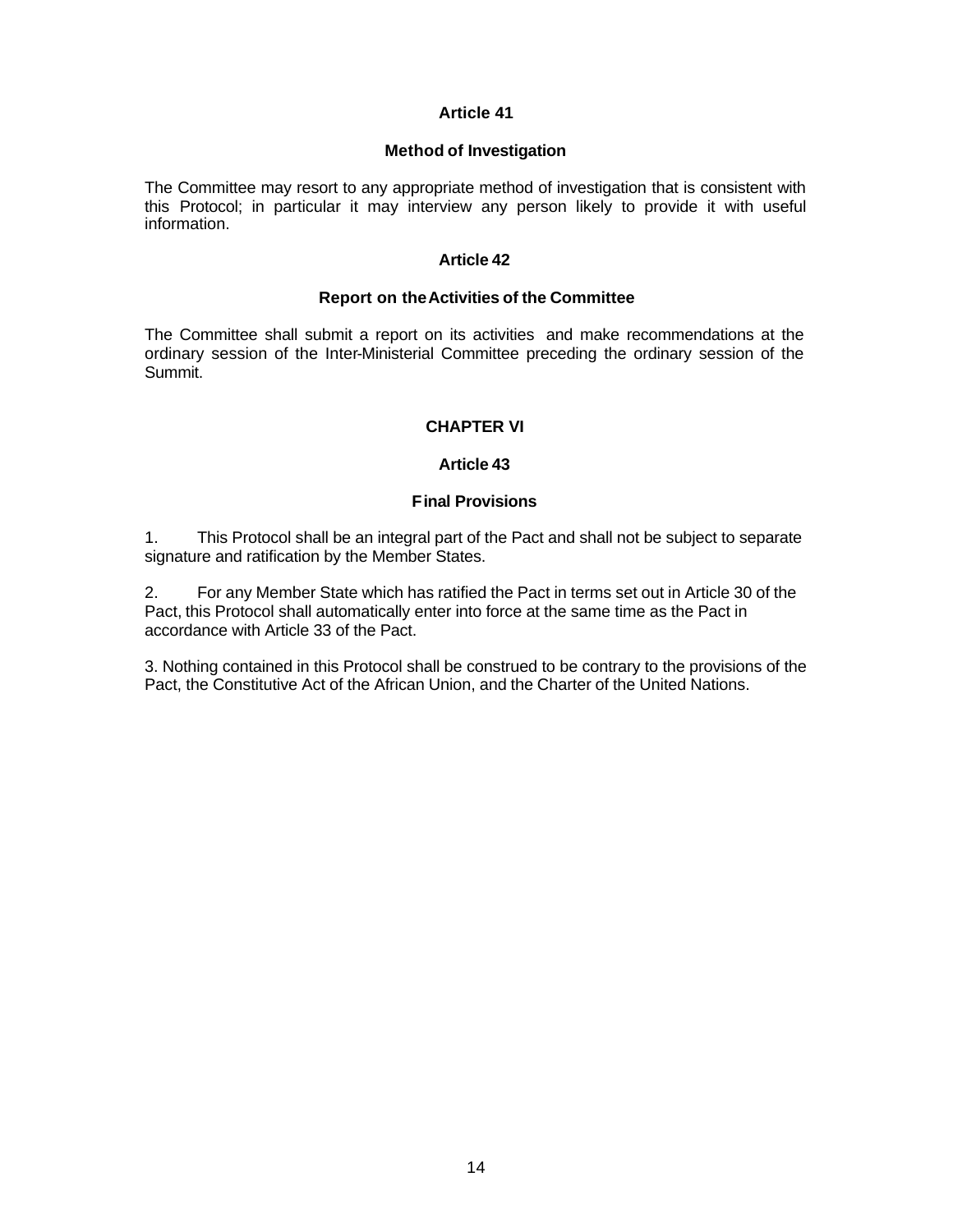### Article 41

#### Method of Investigation

The Committee may resort to any appropriate method of investigation that is consistent with this Protocol; in particular it may interview any person likely to provide it with useful information.

### Article 42

#### Report on the Activities of the Committee

The Committee shall submit a report on its activities and make recommendations at the ordinary session of the Inter-Ministerial Committee preceding the ordinary session of the Summit.

## CHAPTER VI

### Article 43

#### Final Provisions

1. This Protocol shall be an integral part of the Pact and shall not be subject to separate signature and ratification by the Member States.

2. For any Member State which has ratified the Pact in terms set out in Article 30 of the Pact, this Protocol shall automatically enter into force at the same time as the Pact in accordance with Article 33 of the Pact.

3. Nothing contained in this Protocol shall be construed to be contrary to the provisions of the Pact, the Constitutive Act of the African Union, and the Charter of the United Nations.